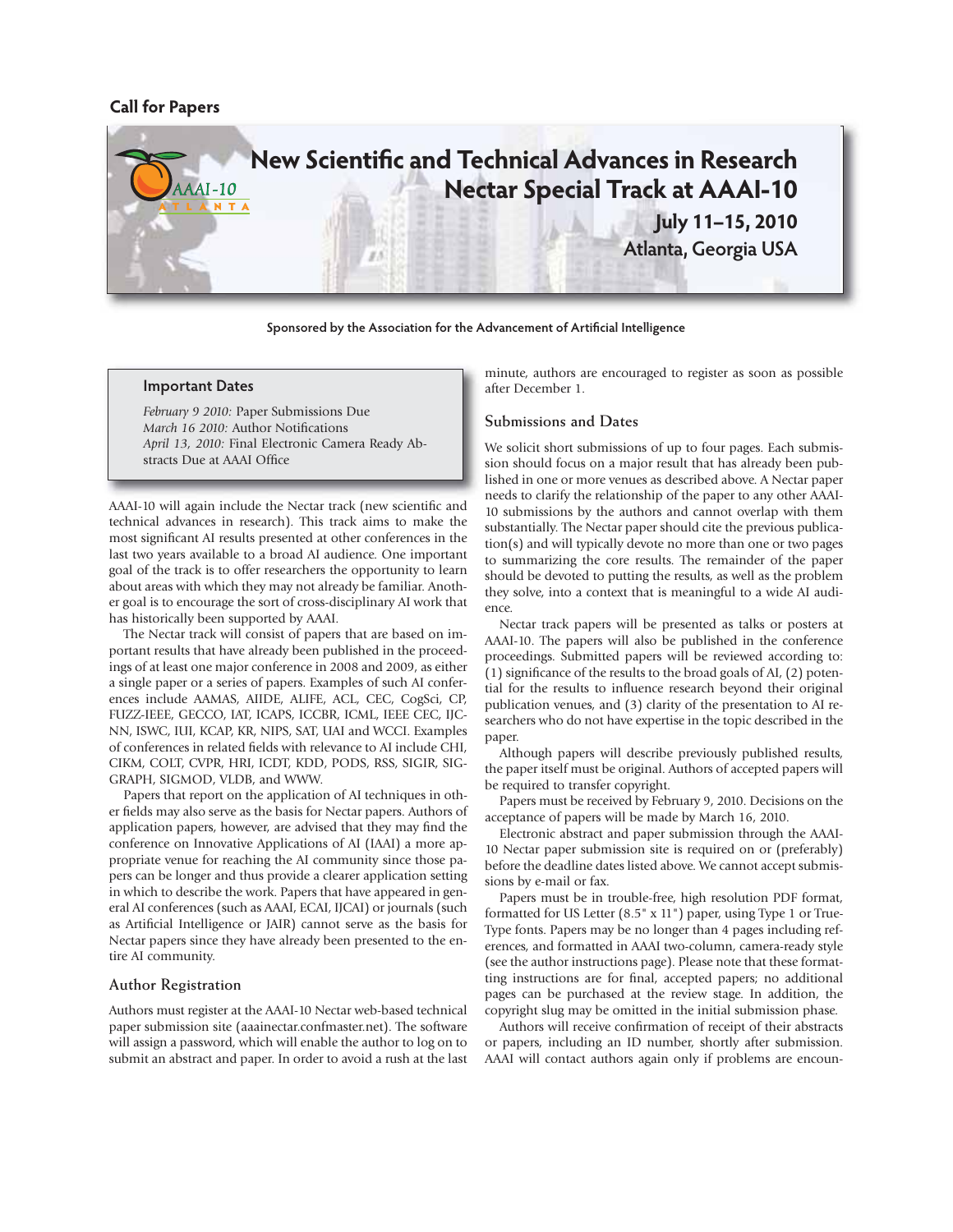Call for Papers

# New Scientific and Technical Advances in Research
# Nectar Special Track at AAAI-10

**July 11–15, 2010**
**Atlanta, Georgia USA**

**Sponsored by the Association for the Advancement of Artificial Intelligence**

## Important Dates

*February 9 2010:* Paper Submissions Due
*March 16 2010:* Author Notifications
*April 13, 2010:* Final Electronic Camera Ready Abstracts Due at AAAI Office

AAAI-10 will again include the Nectar track (new scientific and technical advances in research). This track aims to make the most significant AI results presented at other conferences in the last two years available to a broad AI audience. One important goal of the track is to offer researchers the opportunity to learn about areas with which they may not already be familiar. Another goal is to encourage the sort of cross-disciplinary AI work that has historically been supported by AAAI.

The Nectar track will consist of papers that are based on important results that have already been published in the proceedings of at least one major conference in 2008 and 2009, as either a single paper or a series of papers. Examples of such AI conferences include AAMAS, AIIDE, ALIFE, ACL, CEC, CogSci, CP, FUZZ-IEEE, GECCO, IAT, ICAPS, ICCBR, ICML, IEEE CEC, IJCNN, ISWC, IUI, KCAP, KR, NIPS, SAT, UAI and WCCI. Examples of conferences in related fields with relevance to AI include CHI, CIKM, COLT, CVPR, HRI, ICDT, KDD, PODS, RSS, SIGIR, SIGGRAPH, SIGMOD, VLDB, and WWW.

Papers that report on the application of AI techniques in other fields may also serve as the basis for Nectar papers. Authors of application papers, however, are advised that they may find the conference on Innovative Applications of AI (IAAI) a more appropriate venue for reaching the AI community since those papers can be longer and thus provide a clearer application setting in which to describe the work. Papers that have appeared in general AI conferences (such as AAAI, ECAI, IJCAI) or journals (such as Artificial Intelligence or JAIR) cannot serve as the basis for Nectar papers since they have already been presented to the entire AI community.

## Author Registration

Authors must register at the AAAI-10 Nectar web-based technical paper submission site (aaainectar.confmaster.net). The software will assign a password, which will enable the author to log on to submit an abstract and paper. In order to avoid a rush at the last minute, authors are encouraged to register as soon as possible after December 1.

## Submissions and Dates

We solicit short submissions of up to four pages. Each submission should focus on a major result that has already been published in one or more venues as described above. A Nectar paper needs to clarify the relationship of the paper to any other AAAI-10 submissions by the authors and cannot overlap with them substantially. The Nectar paper should cite the previous publication(s) and will typically devote no more than one or two pages to summarizing the core results. The remainder of the paper should be devoted to putting the results, as well as the problem they solve, into a context that is meaningful to a wide AI audience.

Nectar track papers will be presented as talks or posters at AAAI-10. The papers will also be published in the conference proceedings. Submitted papers will be reviewed according to: (1) significance of the results to the broad goals of AI, (2) potential for the results to influence research beyond their original publication venues, and (3) clarity of the presentation to AI researchers who do not have expertise in the topic described in the paper.

Although papers will describe previously published results, the paper itself must be original. Authors of accepted papers will be required to transfer copyright.

Papers must be received by February 9, 2010. Decisions on the acceptance of papers will be made by March 16, 2010.

Electronic abstract and paper submission through the AAAI-10 Nectar paper submission site is required on or (preferably) before the deadline dates listed above. We cannot accept submissions by e-mail or fax.

Papers must be in trouble-free, high resolution PDF format, formatted for US Letter (8.5" x 11") paper, using Type 1 or TrueType fonts. Papers may be no longer than 4 pages including references, and formatted in AAAI two-column, camera-ready style (see the author instructions page). Please note that these formatting instructions are for final, accepted papers; no additional pages can be purchased at the review stage. In addition, the copyright slug may be omitted in the initial submission phase.

Authors will receive confirmation of receipt of their abstracts or papers, including an ID number, shortly after submission. AAAI will contact authors again only if problems are encoun-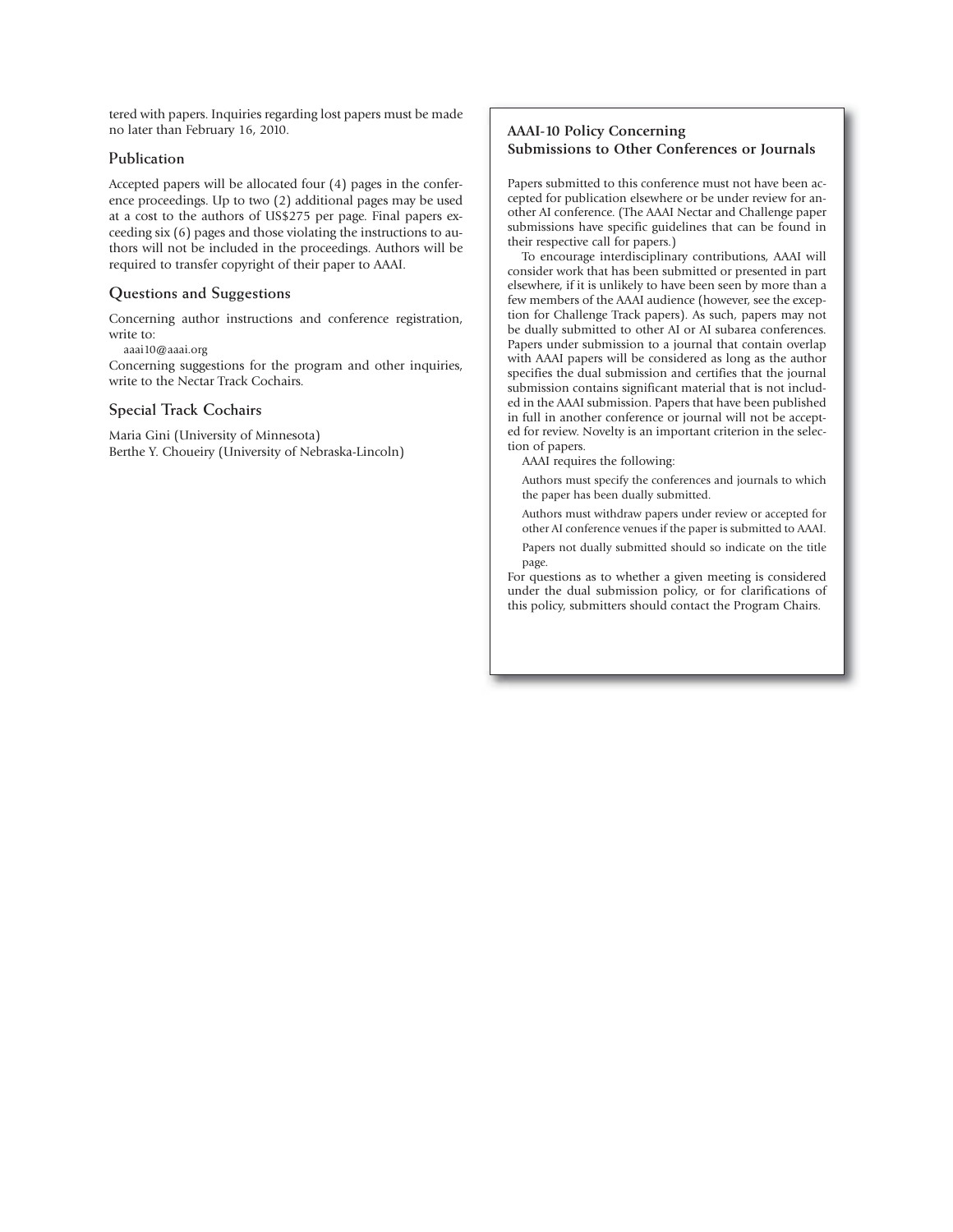tered with papers. Inquiries regarding lost papers must be made no later than February 16, 2010.

## Publication

Accepted papers will be allocated four (4) pages in the conference proceedings. Up to two (2) additional pages may be used at a cost to the authors of US$275 per page. Final papers exceeding six (6) pages and those violating the instructions to authors will not be included in the proceedings. Authors will be required to transfer copyright of their paper to AAAI.

## Questions and Suggestions

Concerning author instructions and conference registration, write to:

aaai10@aaai.org

Concerning suggestions for the program and other inquiries, write to the Nectar Track Cochairs.

## Special Track Cochairs

Maria Gini (University of Minnesota)
Berthe Y. Choueiry (University of Nebraska-Lincoln)

## AAAI-10 Policy Concerning Submissions to Other Conferences or Journals

Papers submitted to this conference must not have been accepted for publication elsewhere or be under review for another AI conference. (The AAAI Nectar and Challenge paper submissions have specific guidelines that can be found in their respective call for papers.)

To encourage interdisciplinary contributions, AAAI will consider work that has been submitted or presented in part elsewhere, if it is unlikely to have been seen by more than a few members of the AAAI audience (however, see the exception for Challenge Track papers). As such, papers may not be dually submitted to other AI or AI subarea conferences. Papers under submission to a journal that contain overlap with AAAI papers will be considered as long as the author specifies the dual submission and certifies that the journal submission contains significant material that is not included in the AAAI submission. Papers that have been published in full in another conference or journal will not be accepted for review. Novelty is an important criterion in the selection of papers.

AAAI requires the following:

Authors must specify the conferences and journals to which the paper has been dually submitted.

Authors must withdraw papers under review or accepted for other AI conference venues if the paper is submitted to AAAI.

Papers not dually submitted should so indicate on the title page.

For questions as to whether a given meeting is considered under the dual submission policy, or for clarifications of this policy, submitters should contact the Program Chairs.